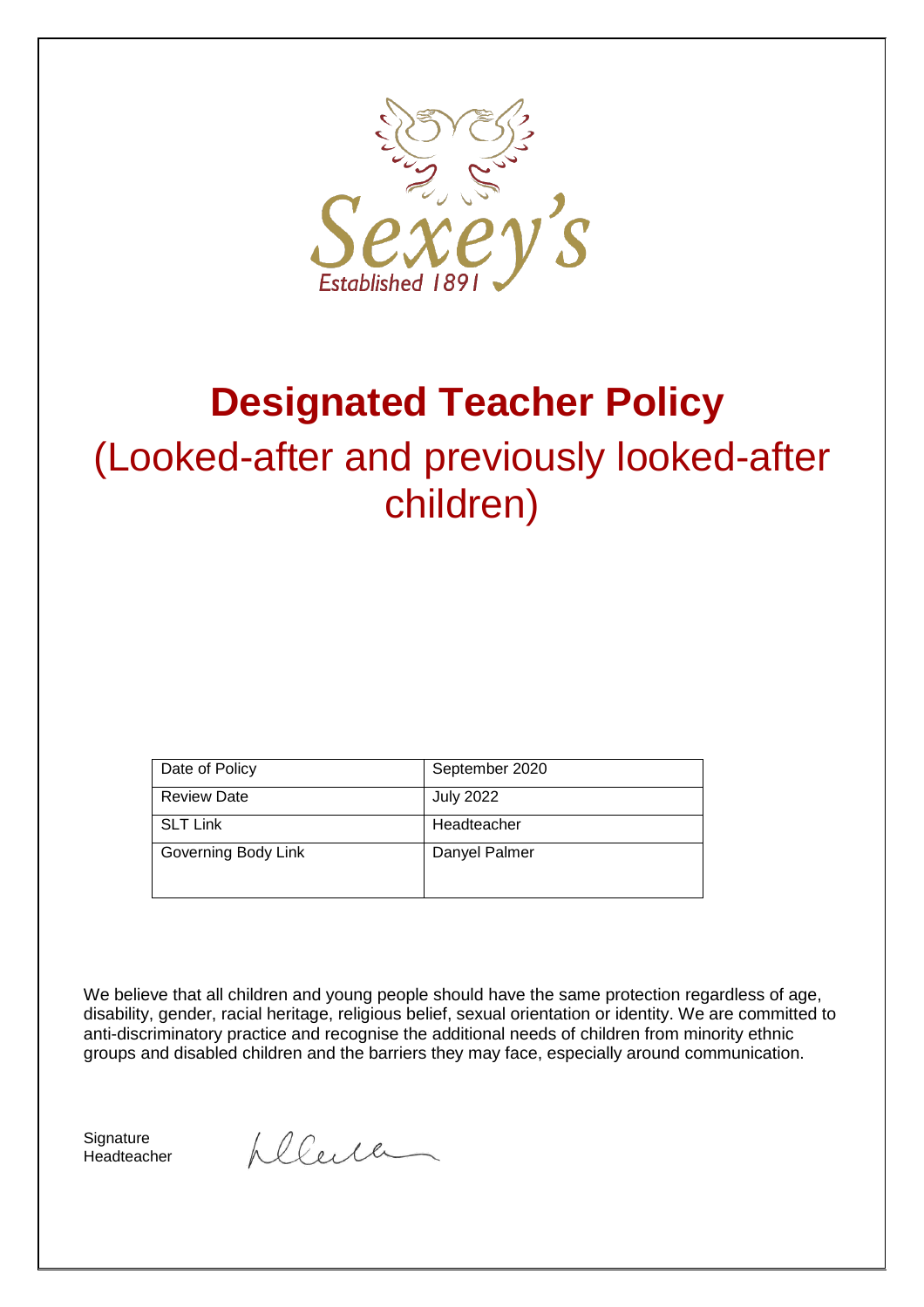Sexey's

Established 1891

# Designated Teacher Policy

## (Looked-after and previously looked-after children)

| Date of Policy | September 2020 |
|---|---|
| Review Date | July 2022 |
| SLT Link | Headteacher |
| Governing Body Link | Danyel Palmer |

We believe that all children and young people should have the same protection regardless of age, disability, gender, racial heritage, religious belief, sexual orientation or identity. We are committed to anti-discriminatory practice and recognise the additional needs of children from minority ethnic groups and disabled children and the barriers they may face, especially around communication.

Signature
Headteacher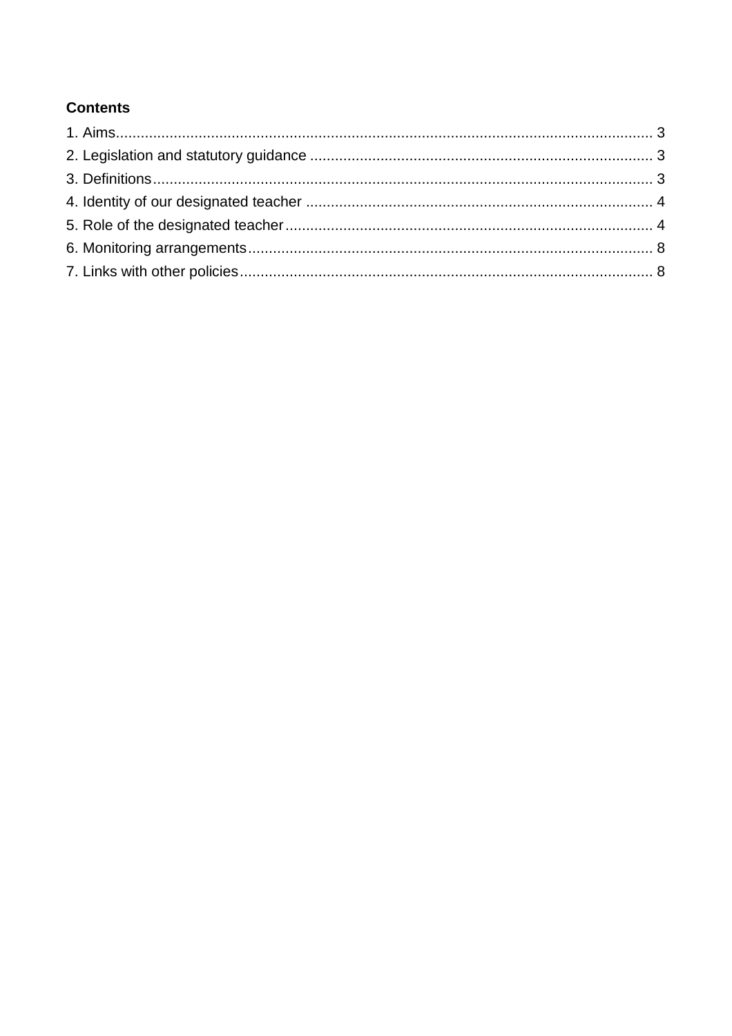**Contents**

1. Aims.................................................................................................................................. 3
2. Legislation and statutory guidance .................................................................................. 3
3. Definitions........................................................................................................................ 3
4. Identity of our designated teacher ................................................................................... 4
5. Role of the designated teacher........................................................................................ 4
6. Monitoring arrangements................................................................................................. 8
7. Links with other policies................................................................................................... 8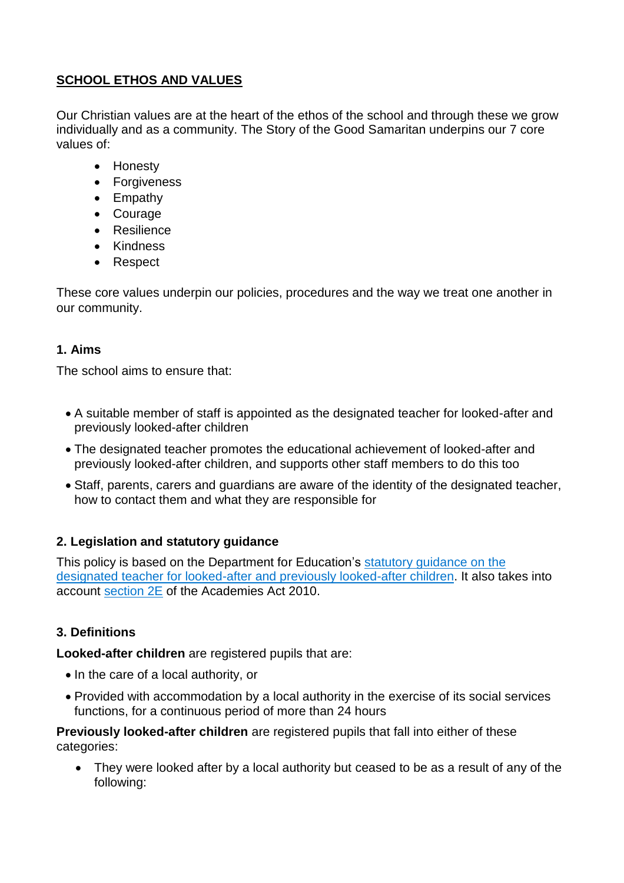## SCHOOL ETHOS AND VALUES

Our Christian values are at the heart of the ethos of the school and through these we grow individually and as a community. The Story of the Good Samaritan underpins our 7 core values of:

- Honesty
- Forgiveness
- Empathy
- Courage
- Resilience
- Kindness
- Respect

These core values underpin our policies, procedures and the way we treat one another in our community.

### 1. Aims

The school aims to ensure that:

- A suitable member of staff is appointed as the designated teacher for looked-after and previously looked-after children
- The designated teacher promotes the educational achievement of looked-after and previously looked-after children, and supports other staff members to do this too
- Staff, parents, carers and guardians are aware of the identity of the designated teacher, how to contact them and what they are responsible for

### 2. Legislation and statutory guidance

This policy is based on the Department for Education's statutory guidance on the designated teacher for looked-after and previously looked-after children. It also takes into account section 2E of the Academies Act 2010.

### 3. Definitions

**Looked-after children** are registered pupils that are:

- In the care of a local authority, or
- Provided with accommodation by a local authority in the exercise of its social services functions, for a continuous period of more than 24 hours

**Previously looked-after children** are registered pupils that fall into either of these categories:

- They were looked after by a local authority but ceased to be as a result of any of the following: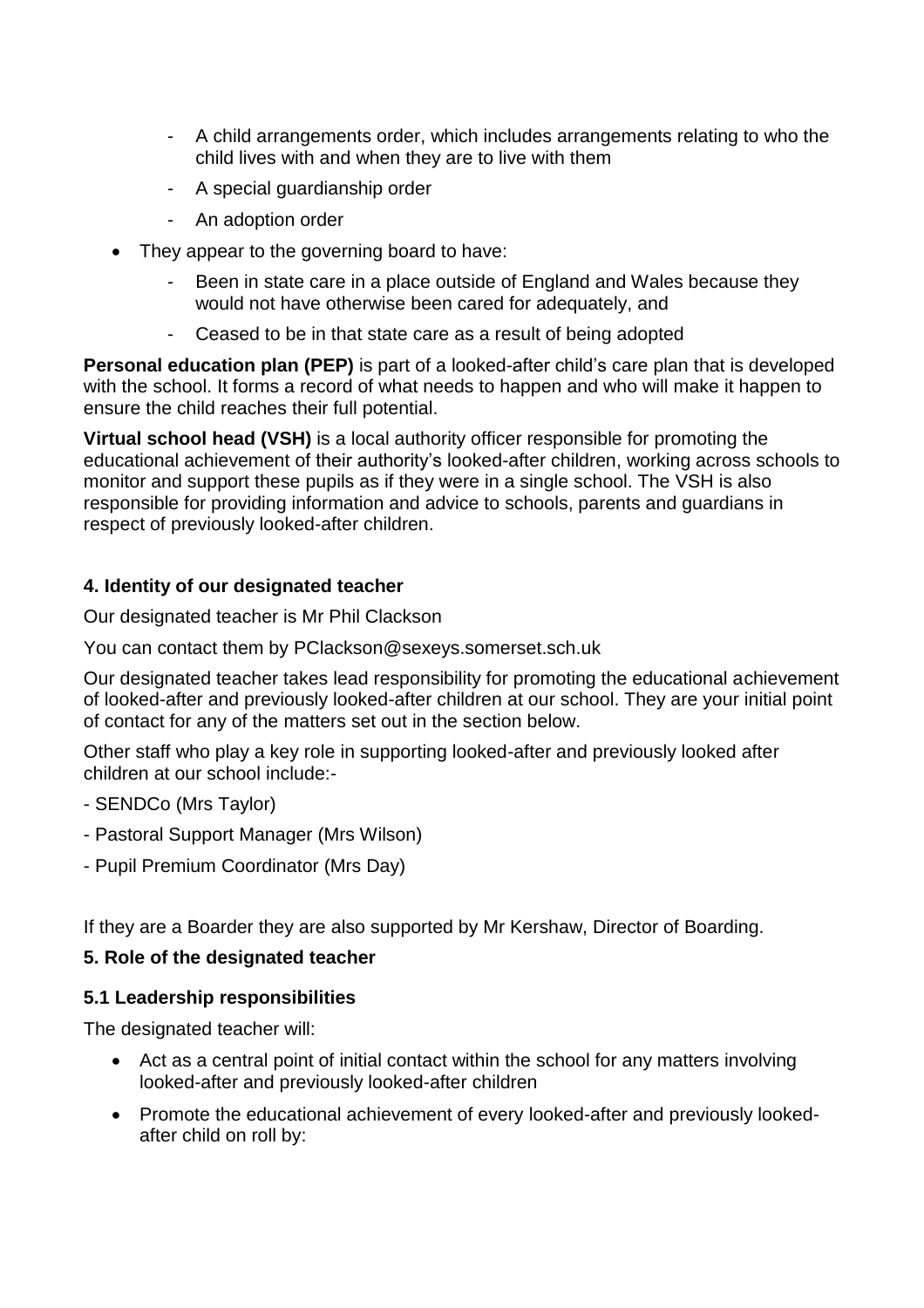- A child arrangements order, which includes arrangements relating to who the child lives with and when they are to live with them
    - A special guardianship order
    - An adoption order
- They appear to the governing board to have:
    - Been in state care in a place outside of England and Wales because they would not have otherwise been cared for adequately, and
    - Ceased to be in that state care as a result of being adopted

**Personal education plan (PEP)** is part of a looked-after child's care plan that is developed with the school. It forms a record of what needs to happen and who will make it happen to ensure the child reaches their full potential.

**Virtual school head (VSH)** is a local authority officer responsible for promoting the educational achievement of their authority's looked-after children, working across schools to monitor and support these pupils as if they were in a single school. The VSH is also responsible for providing information and advice to schools, parents and guardians in respect of previously looked-after children.

### 4. Identity of our designated teacher

Our designated teacher is Mr Phil Clackson

You can contact them by PClackson@sexeys.somerset.sch.uk

Our designated teacher takes lead responsibility for promoting the educational achievement of looked-after and previously looked-after children at our school. They are your initial point of contact for any of the matters set out in the section below.

Other staff who play a key role in supporting looked-after and previously looked after children at our school include:-

- SENDCo (Mrs Taylor)
- Pastoral Support Manager (Mrs Wilson)
- Pupil Premium Coordinator (Mrs Day)

If they are a Boarder they are also supported by Mr Kershaw, Director of Boarding.

### 5. Role of the designated teacher

#### 5.1 Leadership responsibilities

The designated teacher will:

- Act as a central point of initial contact within the school for any matters involving looked-after and previously looked-after children
- Promote the educational achievement of every looked-after and previously looked-after child on roll by: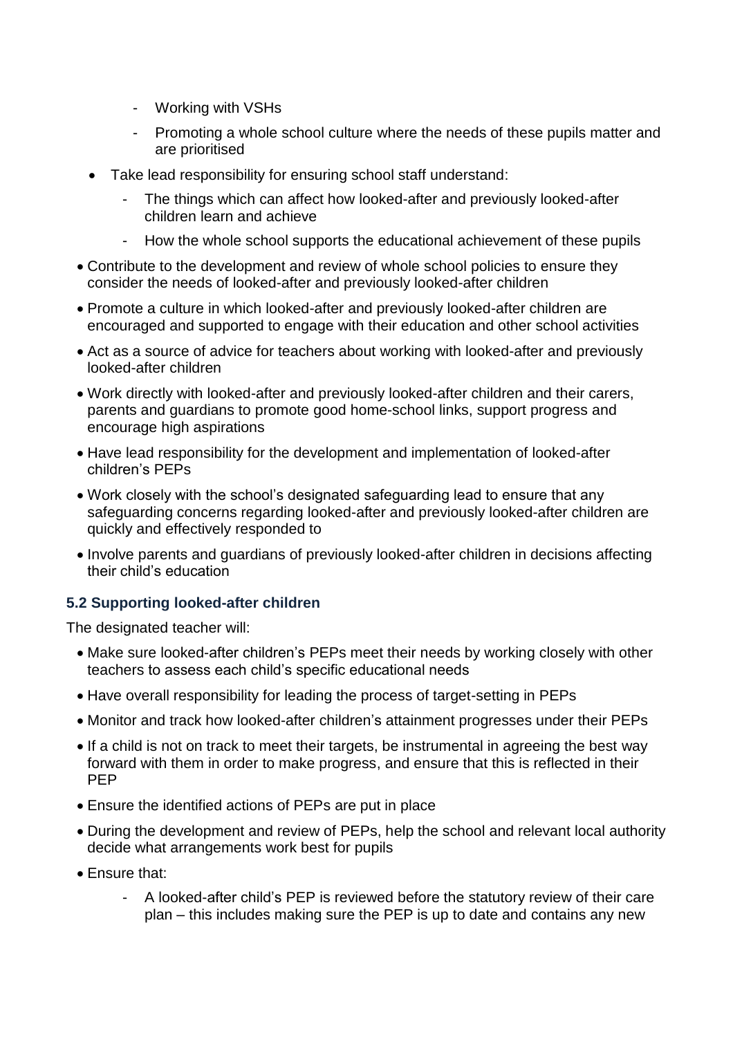- Working with VSHs
  - Promoting a whole school culture where the needs of these pupils matter and are prioritised
- Take lead responsibility for ensuring school staff understand:
  - The things which can affect how looked-after and previously looked-after children learn and achieve
  - How the whole school supports the educational achievement of these pupils
- Contribute to the development and review of whole school policies to ensure they consider the needs of looked-after and previously looked-after children
- Promote a culture in which looked-after and previously looked-after children are encouraged and supported to engage with their education and other school activities
- Act as a source of advice for teachers about working with looked-after and previously looked-after children
- Work directly with looked-after and previously looked-after children and their carers, parents and guardians to promote good home-school links, support progress and encourage high aspirations
- Have lead responsibility for the development and implementation of looked-after children's PEPs
- Work closely with the school's designated safeguarding lead to ensure that any safeguarding concerns regarding looked-after and previously looked-after children are quickly and effectively responded to
- Involve parents and guardians of previously looked-after children in decisions affecting their child's education

### 5.2 Supporting looked-after children

The designated teacher will:

- Make sure looked-after children's PEPs meet their needs by working closely with other teachers to assess each child's specific educational needs
- Have overall responsibility for leading the process of target-setting in PEPs
- Monitor and track how looked-after children's attainment progresses under their PEPs
- If a child is not on track to meet their targets, be instrumental in agreeing the best way forward with them in order to make progress, and ensure that this is reflected in their PEP
- Ensure the identified actions of PEPs are put in place
- During the development and review of PEPs, help the school and relevant local authority decide what arrangements work best for pupils
- Ensure that:
  - A looked-after child's PEP is reviewed before the statutory review of their care plan – this includes making sure the PEP is up to date and contains any new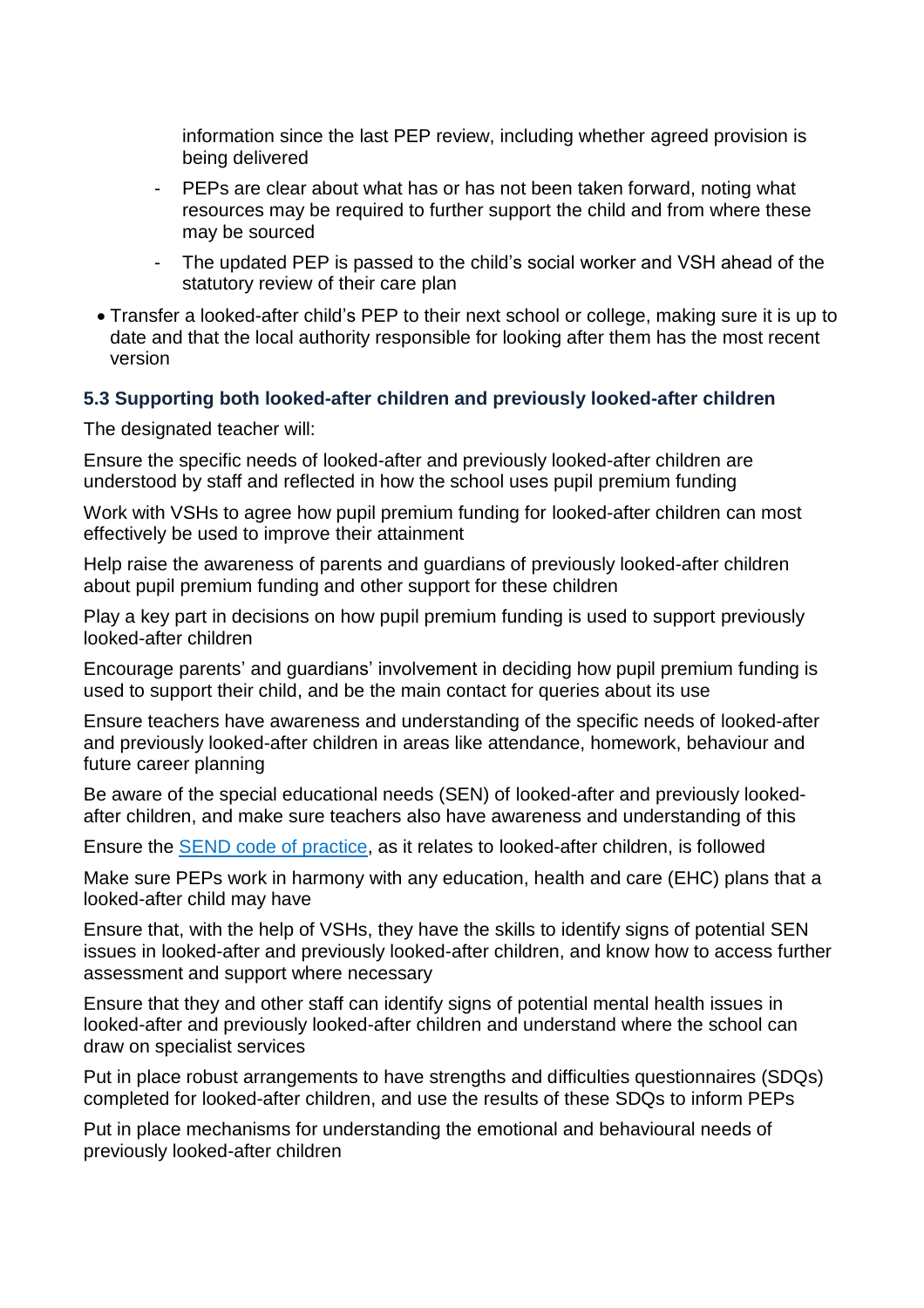information since the last PEP review, including whether agreed provision is being delivered
  - PEPs are clear about what has or has not been taken forward, noting what resources may be required to further support the child and from where these may be sourced
  - The updated PEP is passed to the child's social worker and VSH ahead of the statutory review of their care plan
- Transfer a looked-after child's PEP to their next school or college, making sure it is up to date and that the local authority responsible for looking after them has the most recent version

### 5.3 Supporting both looked-after children and previously looked-after children

The designated teacher will:

Ensure the specific needs of looked-after and previously looked-after children are understood by staff and reflected in how the school uses pupil premium funding

Work with VSHs to agree how pupil premium funding for looked-after children can most effectively be used to improve their attainment

Help raise the awareness of parents and guardians of previously looked-after children about pupil premium funding and other support for these children

Play a key part in decisions on how pupil premium funding is used to support previously looked-after children

Encourage parents' and guardians' involvement in deciding how pupil premium funding is used to support their child, and be the main contact for queries about its use

Ensure teachers have awareness and understanding of the specific needs of looked-after and previously looked-after children in areas like attendance, homework, behaviour and future career planning

Be aware of the special educational needs (SEN) of looked-after and previously looked-after children, and make sure teachers also have awareness and understanding of this

Ensure the SEND code of practice, as it relates to looked-after children, is followed

Make sure PEPs work in harmony with any education, health and care (EHC) plans that a looked-after child may have

Ensure that, with the help of VSHs, they have the skills to identify signs of potential SEN issues in looked-after and previously looked-after children, and know how to access further assessment and support where necessary

Ensure that they and other staff can identify signs of potential mental health issues in looked-after and previously looked-after children and understand where the school can draw on specialist services

Put in place robust arrangements to have strengths and difficulties questionnaires (SDQs) completed for looked-after children, and use the results of these SDQs to inform PEPs

Put in place mechanisms for understanding the emotional and behavioural needs of previously looked-after children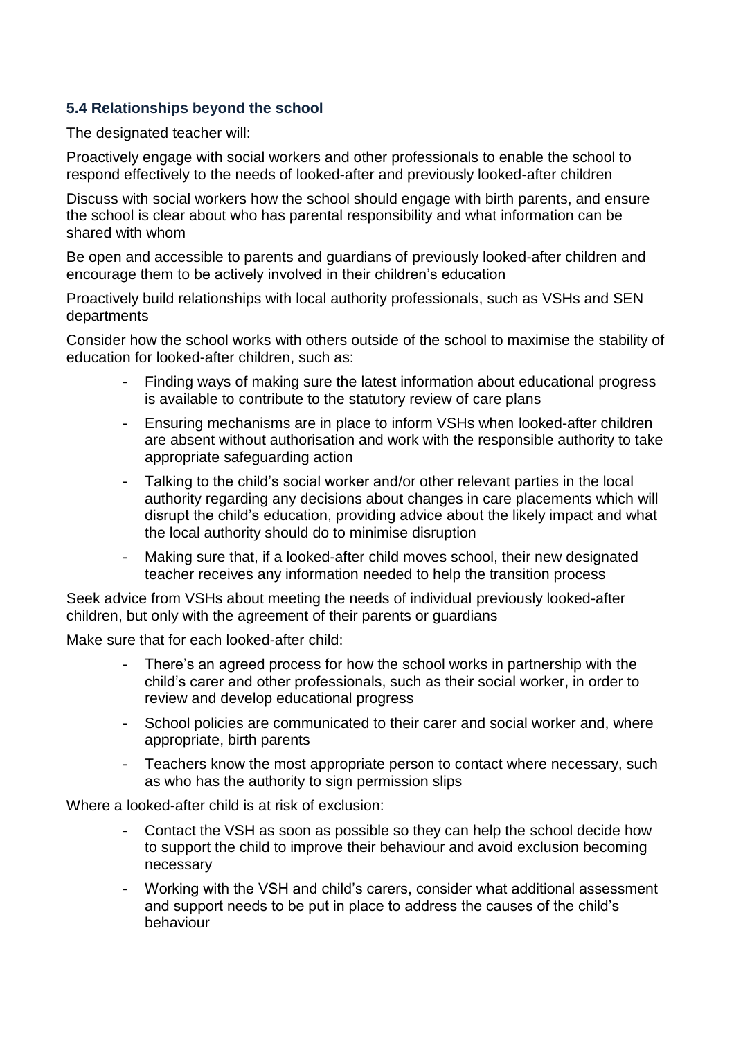### 5.4 Relationships beyond the school

The designated teacher will:

Proactively engage with social workers and other professionals to enable the school to respond effectively to the needs of looked-after and previously looked-after children

Discuss with social workers how the school should engage with birth parents, and ensure the school is clear about who has parental responsibility and what information can be shared with whom

Be open and accessible to parents and guardians of previously looked-after children and encourage them to be actively involved in their children's education

Proactively build relationships with local authority professionals, such as VSHs and SEN departments

Consider how the school works with others outside of the school to maximise the stability of education for looked-after children, such as:

- Finding ways of making sure the latest information about educational progress is available to contribute to the statutory review of care plans
- Ensuring mechanisms are in place to inform VSHs when looked-after children are absent without authorisation and work with the responsible authority to take appropriate safeguarding action
- Talking to the child's social worker and/or other relevant parties in the local authority regarding any decisions about changes in care placements which will disrupt the child's education, providing advice about the likely impact and what the local authority should do to minimise disruption
- Making sure that, if a looked-after child moves school, their new designated teacher receives any information needed to help the transition process

Seek advice from VSHs about meeting the needs of individual previously looked-after children, but only with the agreement of their parents or guardians

Make sure that for each looked-after child:

- There's an agreed process for how the school works in partnership with the child's carer and other professionals, such as their social worker, in order to review and develop educational progress
- School policies are communicated to their carer and social worker and, where appropriate, birth parents
- Teachers know the most appropriate person to contact where necessary, such as who has the authority to sign permission slips

Where a looked-after child is at risk of exclusion:

- Contact the VSH as soon as possible so they can help the school decide how to support the child to improve their behaviour and avoid exclusion becoming necessary
- Working with the VSH and child's carers, consider what additional assessment and support needs to be put in place to address the causes of the child's behaviour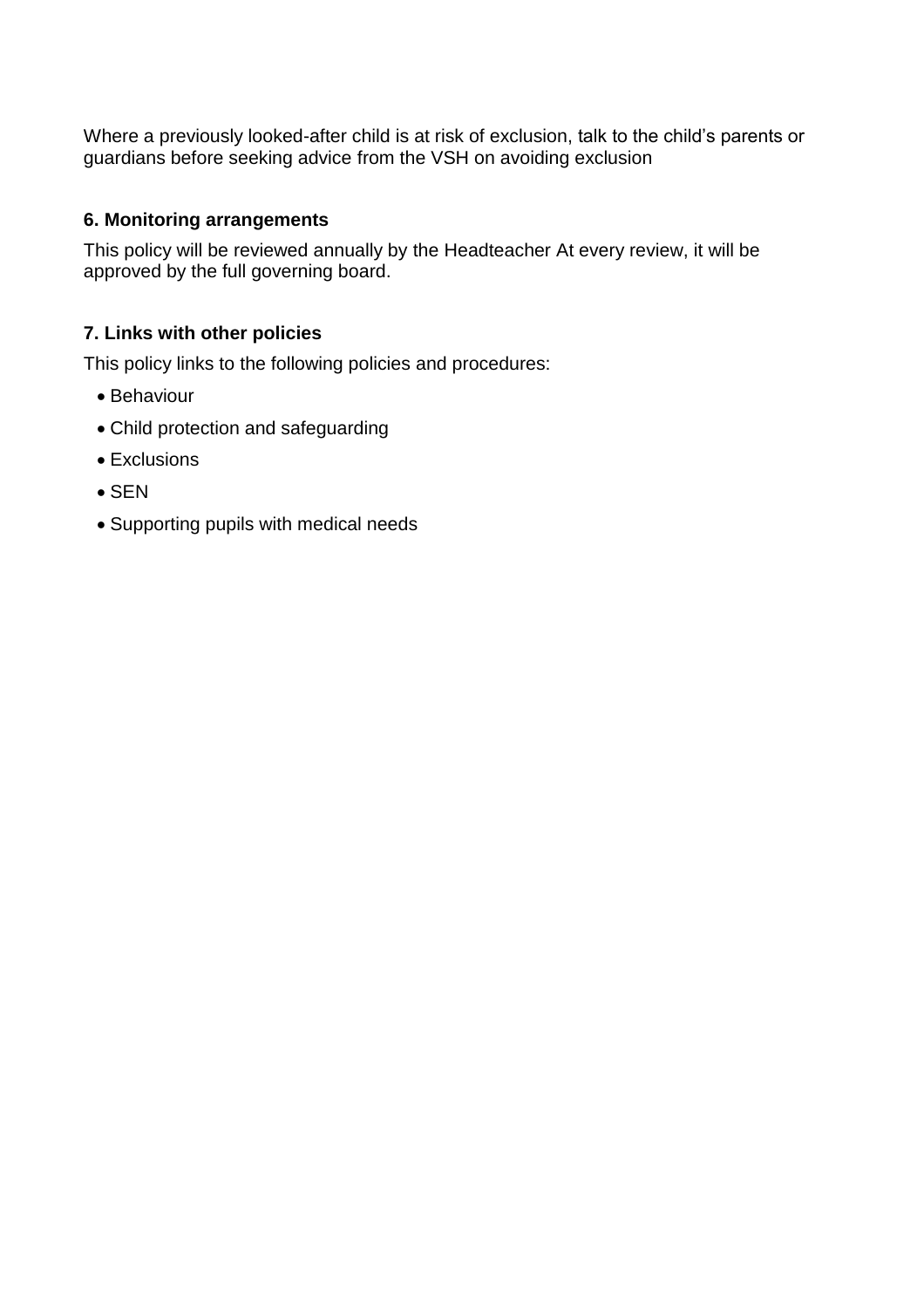Where a previously looked-after child is at risk of exclusion, talk to the child's parents or guardians before seeking advice from the VSH on avoiding exclusion

### 6. Monitoring arrangements

This policy will be reviewed annually by the Headteacher At every review, it will be approved by the full governing board.

### 7. Links with other policies

This policy links to the following policies and procedures:

- Behaviour
- Child protection and safeguarding
- Exclusions
- SEN
- Supporting pupils with medical needs